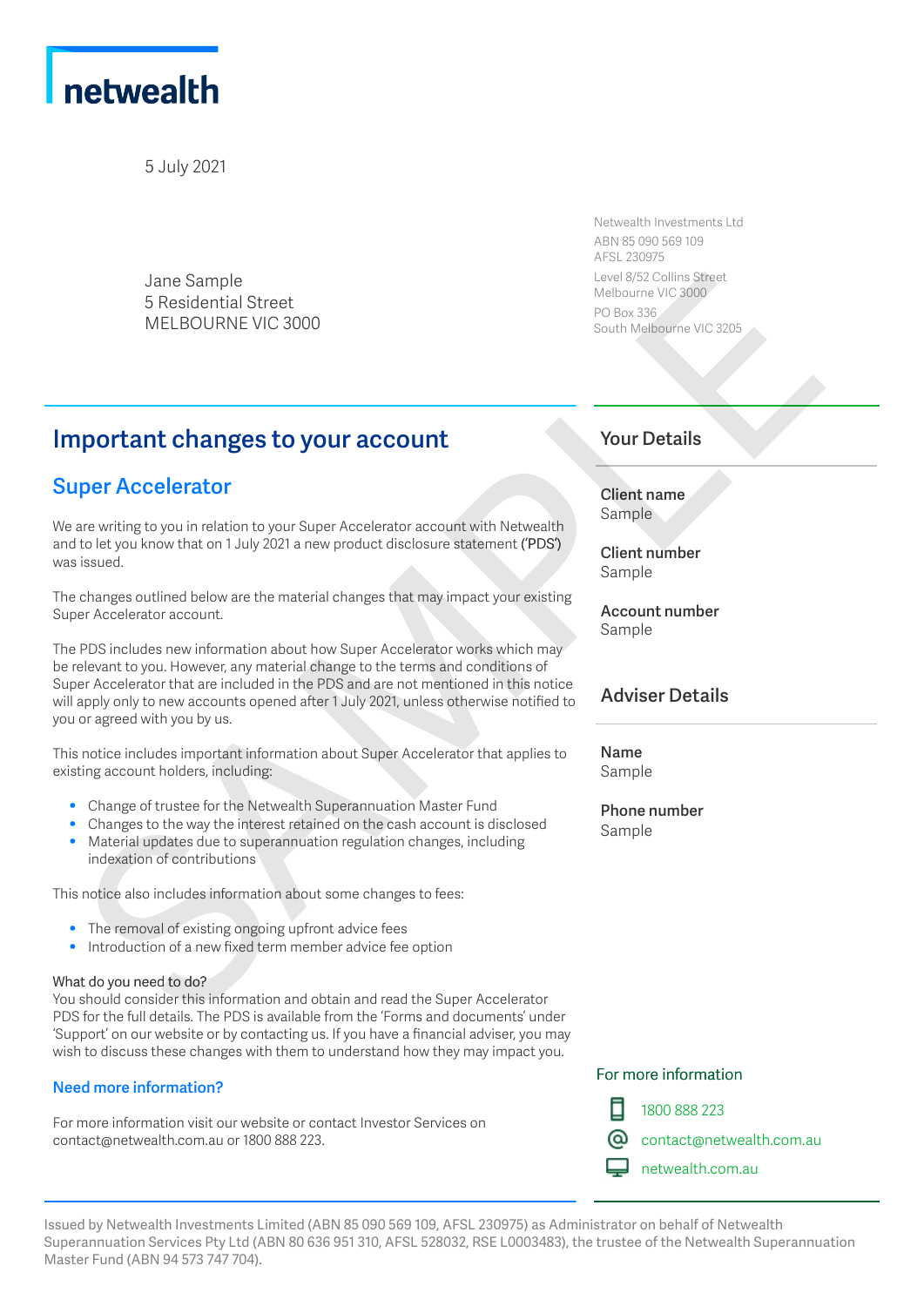netwealth

5 July 2021

Jane Sample
5 Residential Street
MELBOURNE VIC 3000

Netwealth Investments Ltd
ABN 85 090 569 109
AFSL 230975
Level 8/52 Collins Street
Melbourne VIC 3000
PO Box 336
South Melbourne VIC 3205

# Important changes to your account

## Super Accelerator

We are writing to you in relation to your Super Accelerator account with Netwealth and to let you know that on 1 July 2021 a new product disclosure statement ('PDS') was issued.

The changes outlined below are the material changes that may impact your existing Super Accelerator account.

The PDS includes new information about how Super Accelerator works which may be relevant to you. However, any material change to the terms and conditions of Super Accelerator that are included in the PDS and are not mentioned in this notice will apply only to new accounts opened after 1 July 2021, unless otherwise notified to you or agreed with you by us.

This notice includes important information about Super Accelerator that applies to existing account holders, including:

- Change of trustee for the Netwealth Superannuation Master Fund
- Changes to the way the interest retained on the cash account is disclosed
- Material updates due to superannuation regulation changes, including indexation of contributions

This notice also includes information about some changes to fees:

- The removal of existing ongoing upfront advice fees
- Introduction of a new fixed term member advice fee option

What do you need to do?
You should consider this information and obtain and read the Super Accelerator PDS for the full details. The PDS is available from the 'Forms and documents' under 'Support' on our website or by contacting us. If you have a financial adviser, you may wish to discuss these changes with them to understand how they may impact you.

### Need more information?

For more information visit our website or contact Investor Services on contact@netwealth.com.au or 1800 888 223.

## Your Details

**Client name**
Sample

**Client number**
Sample

**Account number**
Sample

## Adviser Details

**Name**
Sample

**Phone number**
Sample

For more information

1800 888 223
contact@netwealth.com.au
netwealth.com.au

Issued by Netwealth Investments Limited (ABN 85 090 569 109, AFSL 230975) as Administrator on behalf of Netwealth Superannuation Services Pty Ltd (ABN 80 636 951 310, AFSL 528032, RSE L0003483), the trustee of the Netwealth Superannuation Master Fund (ABN 94 573 747 704).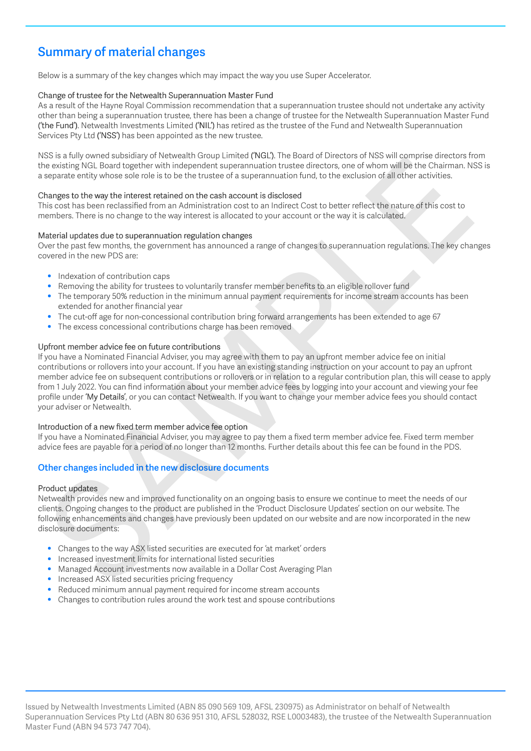# Summary of material changes

Below is a summary of the key changes which may impact the way you use Super Accelerator.

Change of trustee for the Netwealth Superannuation Master Fund

As a result of the Hayne Royal Commission recommendation that a superannuation trustee should not undertake any activity other than being a superannuation trustee, there has been a change of trustee for the Netwealth Superannuation Master Fund ('the Fund'). Netwealth Investments Limited ('NIL') has retired as the trustee of the Fund and Netwealth Superannuation Services Pty Ltd ('NSS') has been appointed as the new trustee.

NSS is a fully owned subsidiary of Netwealth Group Limited ('NGL'). The Board of Directors of NSS will comprise directors from the existing NGL Board together with independent superannuation trustee directors, one of whom will be the Chairman. NSS is a separate entity whose sole role is to be the trustee of a superannuation fund, to the exclusion of all other activities.

Changes to the way the interest retained on the cash account is disclosed

This cost has been reclassified from an Administration cost to an Indirect Cost to better reflect the nature of this cost to members. There is no change to the way interest is allocated to your account or the way it is calculated.

Material updates due to superannuation regulation changes

Over the past few months, the government has announced a range of changes to superannuation regulations. The key changes covered in the new PDS are:

- Indexation of contribution caps
- Removing the ability for trustees to voluntarily transfer member benefits to an eligible rollover fund
- The temporary 50% reduction in the minimum annual payment requirements for income stream accounts has been extended for another financial year
- The cut-off age for non-concessional contribution bring forward arrangements has been extended to age 67
- The excess concessional contributions charge has been removed

Upfront member advice fee on future contributions

If you have a Nominated Financial Adviser, you may agree with them to pay an upfront member advice fee on initial contributions or rollovers into your account. If you have an existing standing instruction on your account to pay an upfront member advice fee on subsequent contributions or rollovers or in relation to a regular contribution plan, this will cease to apply from 1 July 2022. You can find information about your member advice fees by logging into your account and viewing your fee profile under 'My Details', or you can contact Netwealth. If you want to change your member advice fees you should contact your adviser or Netwealth.

Introduction of a new fixed term member advice fee option

If you have a Nominated Financial Adviser, you may agree to pay them a fixed term member advice fee. Fixed term member advice fees are payable for a period of no longer than 12 months. Further details about this fee can be found in the PDS.

## Other changes included in the new disclosure documents

Product updates

Netwealth provides new and improved functionality on an ongoing basis to ensure we continue to meet the needs of our clients. Ongoing changes to the product are published in the 'Product Disclosure Updates' section on our website. The following enhancements and changes have previously been updated on our website and are now incorporated in the new disclosure documents:

- Changes to the way ASX listed securities are executed for 'at market' orders
- Increased investment limits for international listed securities
- Managed Account investments now available in a Dollar Cost Averaging Plan
- Increased ASX listed securities pricing frequency
- Reduced minimum annual payment required for income stream accounts
- Changes to contribution rules around the work test and spouse contributions

Issued by Netwealth Investments Limited (ABN 85 090 569 109, AFSL 230975) as Administrator on behalf of Netwealth Superannuation Services Pty Ltd (ABN 80 636 951 310, AFSL 528032, RSE L0003483), the trustee of the Netwealth Superannuation Master Fund (ABN 94 573 747 704).